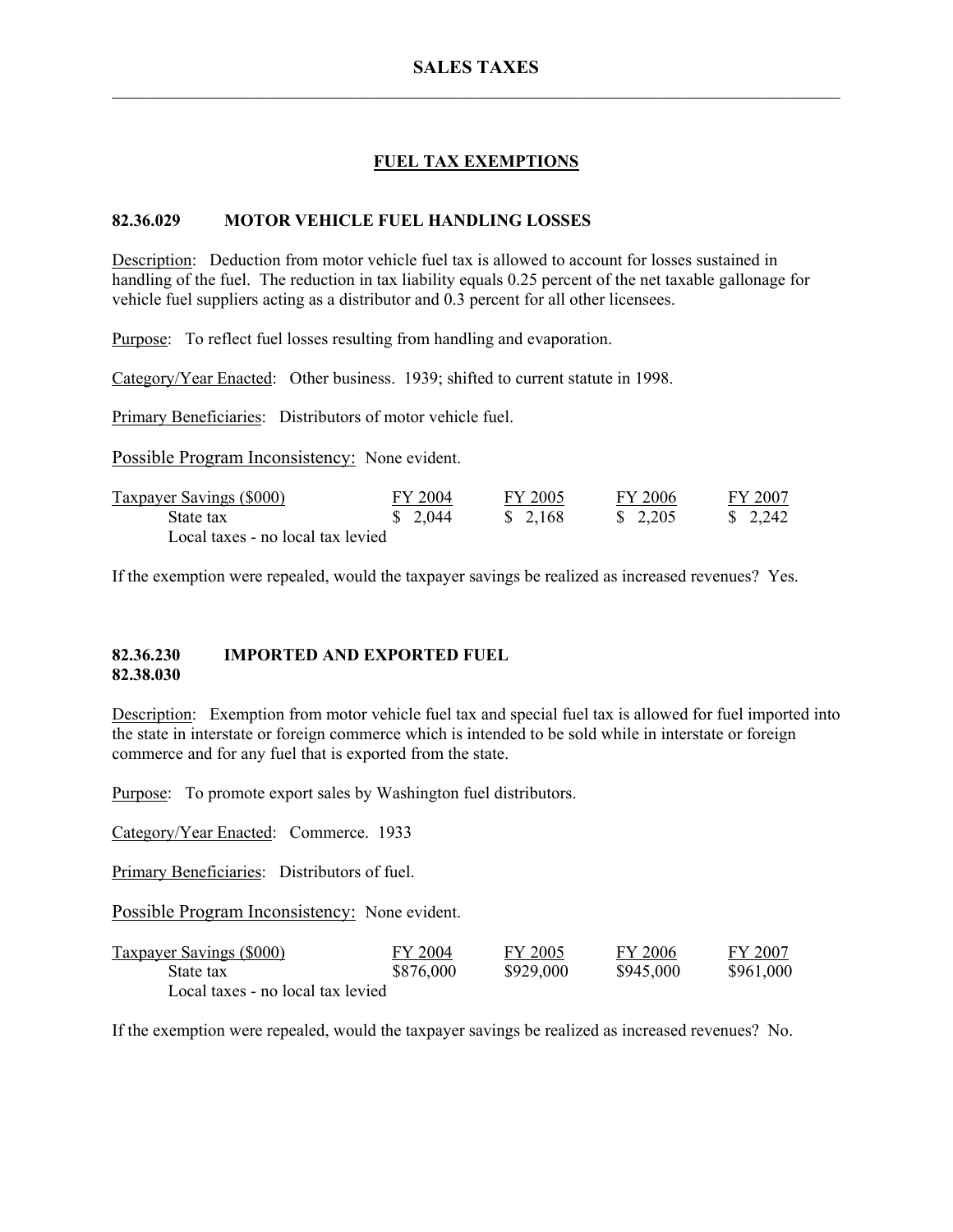# SALES TAXES

## FUEL TAX EXEMPTIONS

### 82.36.029 MOTOR VEHICLE FUEL HANDLING LOSSES

Description: Deduction from motor vehicle fuel tax is allowed to account for losses sustained in handling of the fuel. The reduction in tax liability equals 0.25 percent of the net taxable gallonage for vehicle fuel suppliers acting as a distributor and 0.3 percent for all other licensees.

Purpose: To reflect fuel losses resulting from handling and evaporation.

Category/Year Enacted: Other business. 1939; shifted to current statute in 1998.

Primary Beneficiaries: Distributors of motor vehicle fuel.

Possible Program Inconsistency: None evident.

| Taxpayer Savings ($000) | FY 2004 | FY 2005 | FY 2006 | FY 2007 |
|---|---|---|---|---|
| State tax | $ 2,044 | $ 2,168 | $ 2,205 | $ 2,242 |
| Local taxes - no local tax levied | | | | |

If the exemption were repealed, would the taxpayer savings be realized as increased revenues? Yes.

### 82.36.230 IMPORTED AND EXPORTED FUEL
### 82.38.030

Description: Exemption from motor vehicle fuel tax and special fuel tax is allowed for fuel imported into the state in interstate or foreign commerce which is intended to be sold while in interstate or foreign commerce and for any fuel that is exported from the state.

Purpose: To promote export sales by Washington fuel distributors.

Category/Year Enacted: Commerce. 1933

Primary Beneficiaries: Distributors of fuel.

Possible Program Inconsistency: None evident.

| Taxpayer Savings ($000) | FY 2004 | FY 2005 | FY 2006 | FY 2007 |
|---|---|---|---|---|
| State tax | $876,000 | $929,000 | $945,000 | $961,000 |
| Local taxes - no local tax levied | | | | |

If the exemption were repealed, would the taxpayer savings be realized as increased revenues? No.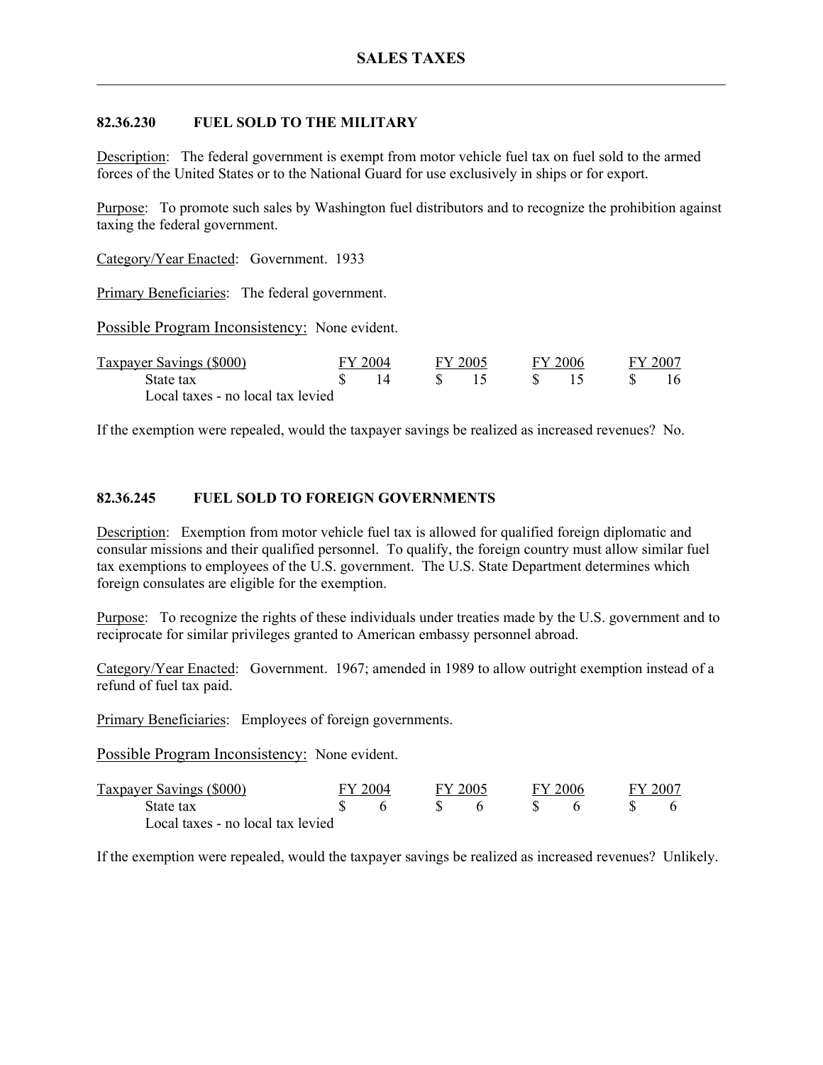## 82.36.230 FUEL SOLD TO THE MILITARY

Description: The federal government is exempt from motor vehicle fuel tax on fuel sold to the armed forces of the United States or to the National Guard for use exclusively in ships or for export.

Purpose: To promote such sales by Washington fuel distributors and to recognize the prohibition against taxing the federal government.

Category/Year Enacted: Government. 1933

Primary Beneficiaries: The federal government.

Possible Program Inconsistency: None evident.

| Taxpayer Savings ($000) | FY 2004 | FY 2005 | FY 2006 | FY 2007 |
|---|---|---|---|---|
| State tax | $ 14 | $ 15 | $ 15 | $ 16 |
| Local taxes - no local tax levied | | | | |

If the exemption were repealed, would the taxpayer savings be realized as increased revenues? No.

## 82.36.245 FUEL SOLD TO FOREIGN GOVERNMENTS

Description: Exemption from motor vehicle fuel tax is allowed for qualified foreign diplomatic and consular missions and their qualified personnel. To qualify, the foreign country must allow similar fuel tax exemptions to employees of the U.S. government. The U.S. State Department determines which foreign consulates are eligible for the exemption.

Purpose: To recognize the rights of these individuals under treaties made by the U.S. government and to reciprocate for similar privileges granted to American embassy personnel abroad.

Category/Year Enacted: Government. 1967; amended in 1989 to allow outright exemption instead of a refund of fuel tax paid.

Primary Beneficiaries: Employees of foreign governments.

Possible Program Inconsistency: None evident.

| Taxpayer Savings ($000) | FY 2004 | FY 2005 | FY 2006 | FY 2007 |
|---|---|---|---|---|
| State tax | $ 6 | $ 6 | $ 6 | $ 6 |
| Local taxes - no local tax levied | | | | |

If the exemption were repealed, would the taxpayer savings be realized as increased revenues? Unlikely.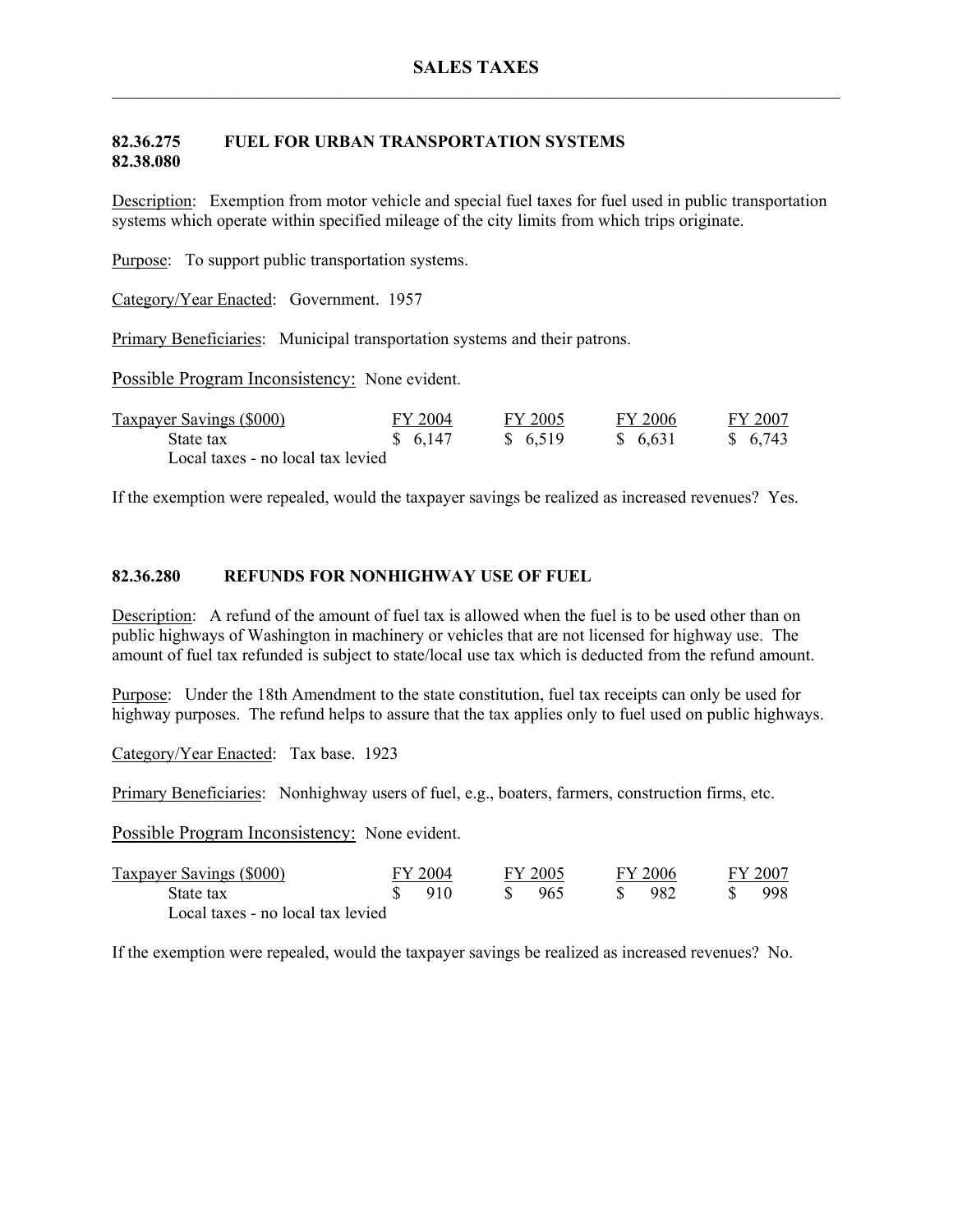## 82.36.275 82.38.080 FUEL FOR URBAN TRANSPORTATION SYSTEMS

Description: Exemption from motor vehicle and special fuel taxes for fuel used in public transportation systems which operate within specified mileage of the city limits from which trips originate.

Purpose: To support public transportation systems.

Category/Year Enacted: Government. 1957

Primary Beneficiaries: Municipal transportation systems and their patrons.

Possible Program Inconsistency: None evident.

| Taxpayer Savings ($000) | FY 2004 | FY 2005 | FY 2006 | FY 2007 |
|---|---|---|---|---|
| State tax | $ 6,147 | $ 6,519 | $ 6,631 | $ 6,743 |
| Local taxes - no local tax levied | | | | |

If the exemption were repealed, would the taxpayer savings be realized as increased revenues? Yes.

## 82.36.280 REFUNDS FOR NONHIGHWAY USE OF FUEL

Description: A refund of the amount of fuel tax is allowed when the fuel is to be used other than on public highways of Washington in machinery or vehicles that are not licensed for highway use. The amount of fuel tax refunded is subject to state/local use tax which is deducted from the refund amount.

Purpose: Under the 18th Amendment to the state constitution, fuel tax receipts can only be used for highway purposes. The refund helps to assure that the tax applies only to fuel used on public highways.

Category/Year Enacted: Tax base. 1923

Primary Beneficiaries: Nonhighway users of fuel, e.g., boaters, farmers, construction firms, etc.

Possible Program Inconsistency: None evident.

| Taxpayer Savings ($000) | FY 2004 | FY 2005 | FY 2006 | FY 2007 |
|---|---|---|---|---|
| State tax | $ 910 | $ 965 | $ 982 | $ 998 |
| Local taxes - no local tax levied | | | | |

If the exemption were repealed, would the taxpayer savings be realized as increased revenues? No.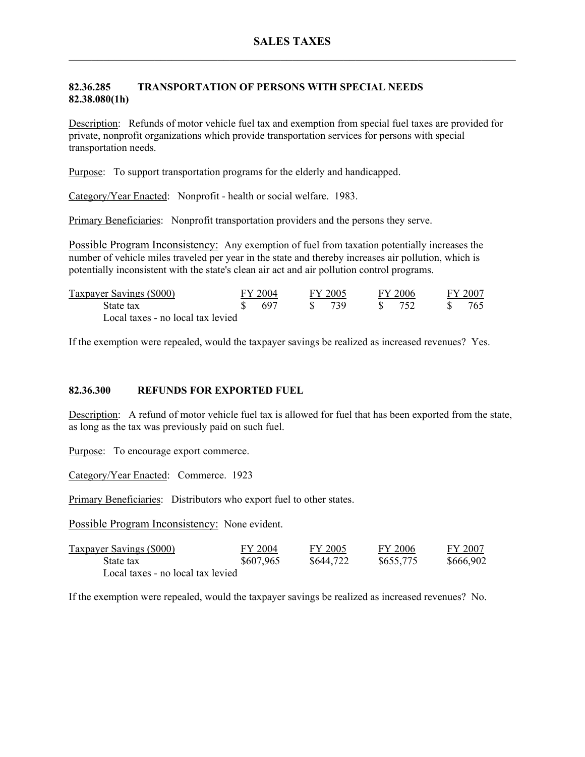## 82.36.285 TRANSPORTATION OF PERSONS WITH SPECIAL NEEDS
## 82.38.080(1h)

Description: Refunds of motor vehicle fuel tax and exemption from special fuel taxes are provided for private, nonprofit organizations which provide transportation services for persons with special transportation needs.

Purpose: To support transportation programs for the elderly and handicapped.

Category/Year Enacted: Nonprofit - health or social welfare. 1983.

Primary Beneficiaries: Nonprofit transportation providers and the persons they serve.

Possible Program Inconsistency: Any exemption of fuel from taxation potentially increases the number of vehicle miles traveled per year in the state and thereby increases air pollution, which is potentially inconsistent with the state's clean air act and air pollution control programs.

| Taxpayer Savings ($000) | FY 2004 | FY 2005 | FY 2006 | FY 2007 |
|---|---|---|---|---|
| State tax | $ 697 | $ 739 | $ 752 | $ 765 |
| Local taxes - no local tax levied | | | | |

If the exemption were repealed, would the taxpayer savings be realized as increased revenues? Yes.

## 82.36.300 REFUNDS FOR EXPORTED FUEL

Description: A refund of motor vehicle fuel tax is allowed for fuel that has been exported from the state, as long as the tax was previously paid on such fuel.

Purpose: To encourage export commerce.

Category/Year Enacted: Commerce. 1923

Primary Beneficiaries: Distributors who export fuel to other states.

Possible Program Inconsistency: None evident.

| Taxpayer Savings ($000) | FY 2004 | FY 2005 | FY 2006 | FY 2007 |
|---|---|---|---|---|
| State tax | $607,965 | $644,722 | $655,775 | $666,902 |
| Local taxes - no local tax levied | | | | |

If the exemption were repealed, would the taxpayer savings be realized as increased revenues? No.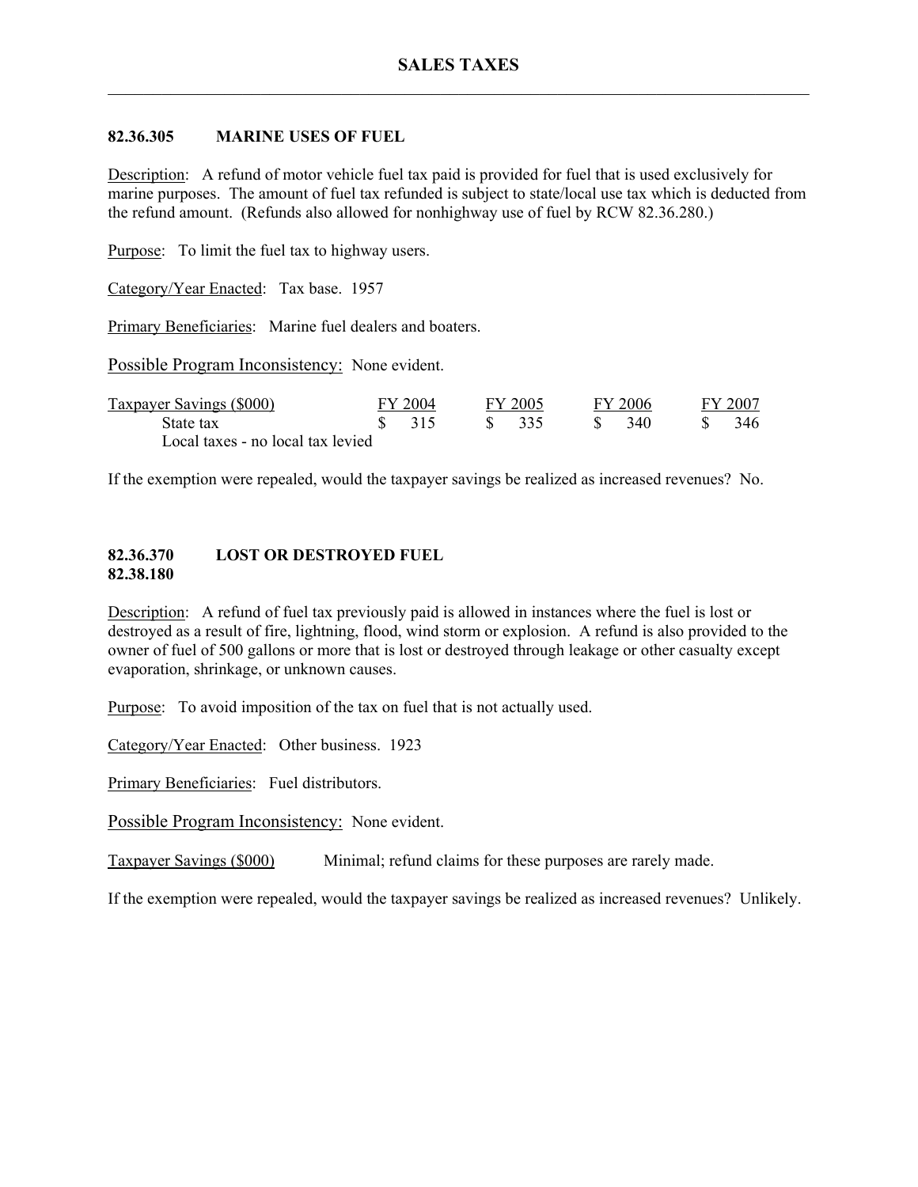## SALES TAXES

### 82.36.305 MARINE USES OF FUEL

Description: A refund of motor vehicle fuel tax paid is provided for fuel that is used exclusively for marine purposes. The amount of fuel tax refunded is subject to state/local use tax which is deducted from the refund amount. (Refunds also allowed for nonhighway use of fuel by RCW 82.36.280.)

Purpose: To limit the fuel tax to highway users.

Category/Year Enacted: Tax base. 1957

Primary Beneficiaries: Marine fuel dealers and boaters.

Possible Program Inconsistency: None evident.

| Taxpayer Savings ($000) | FY 2004 | FY 2005 | FY 2006 | FY 2007 |
|---|---|---|---|---|
| State tax | $ 315 | $ 335 | $ 340 | $ 346 |
| Local taxes - no local tax levied | | | | |

If the exemption were repealed, would the taxpayer savings be realized as increased revenues? No.

### 82.36.370 LOST OR DESTROYED FUEL
### 82.38.180

Description: A refund of fuel tax previously paid is allowed in instances where the fuel is lost or destroyed as a result of fire, lightning, flood, wind storm or explosion. A refund is also provided to the owner of fuel of 500 gallons or more that is lost or destroyed through leakage or other casualty except evaporation, shrinkage, or unknown causes.

Purpose: To avoid imposition of the tax on fuel that is not actually used.

Category/Year Enacted: Other business. 1923

Primary Beneficiaries: Fuel distributors.

Possible Program Inconsistency: None evident.

Taxpayer Savings ($000) Minimal; refund claims for these purposes are rarely made.

If the exemption were repealed, would the taxpayer savings be realized as increased revenues? Unlikely.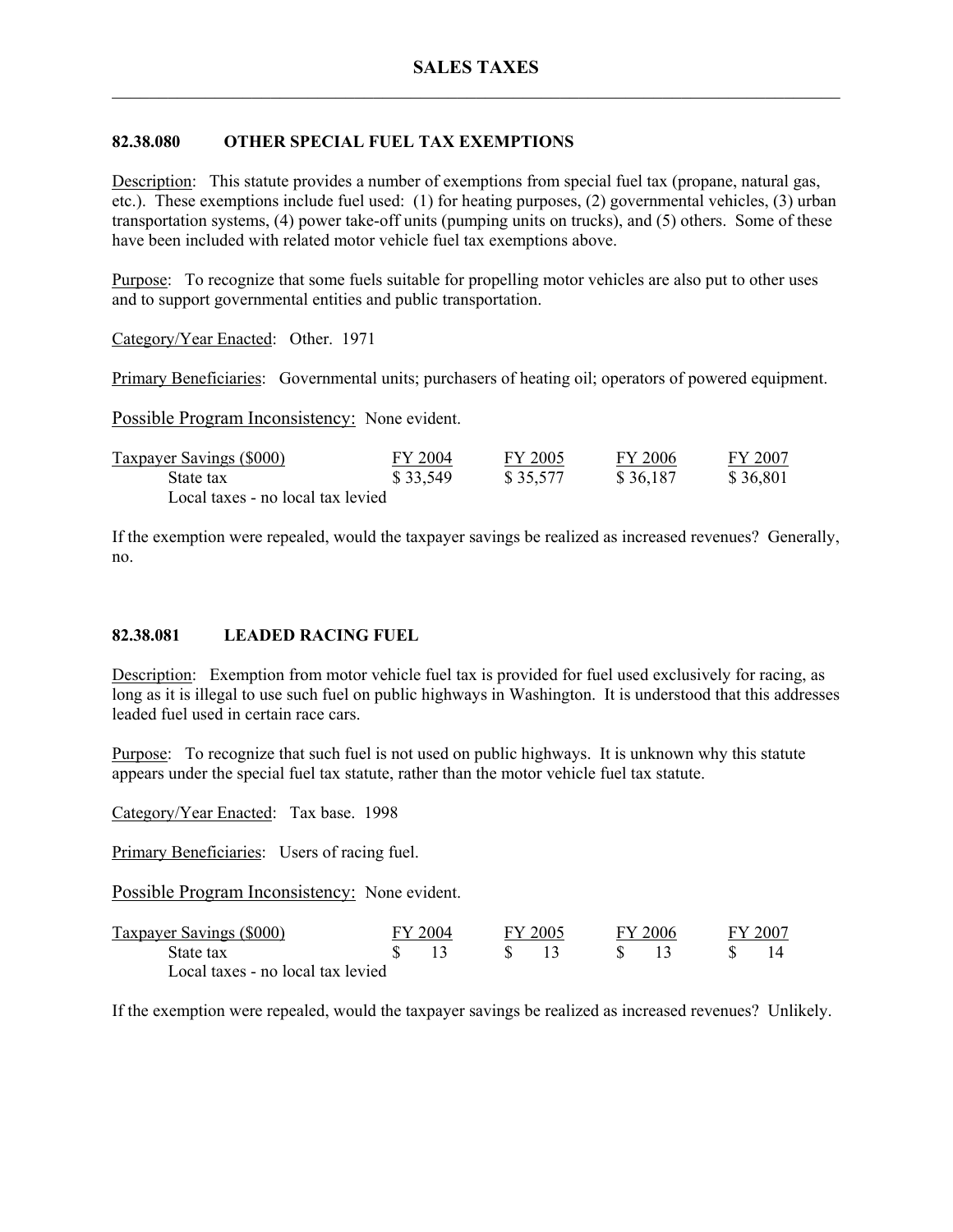## 82.38.080 OTHER SPECIAL FUEL TAX EXEMPTIONS

Description: This statute provides a number of exemptions from special fuel tax (propane, natural gas, etc.). These exemptions include fuel used: (1) for heating purposes, (2) governmental vehicles, (3) urban transportation systems, (4) power take-off units (pumping units on trucks), and (5) others. Some of these have been included with related motor vehicle fuel tax exemptions above.

Purpose: To recognize that some fuels suitable for propelling motor vehicles are also put to other uses and to support governmental entities and public transportation.

Category/Year Enacted: Other. 1971

Primary Beneficiaries: Governmental units; purchasers of heating oil; operators of powered equipment.

Possible Program Inconsistency: None evident.

| Taxpayer Savings ($000) | FY 2004 | FY 2005 | FY 2006 | FY 2007 |
|---|---|---|---|---|
| State tax | $ 33,549 | $ 35,577 | $ 36,187 | $ 36,801 |
| Local taxes - no local tax levied | | | | |

If the exemption were repealed, would the taxpayer savings be realized as increased revenues? Generally, no.

## 82.38.081 LEADED RACING FUEL

Description: Exemption from motor vehicle fuel tax is provided for fuel used exclusively for racing, as long as it is illegal to use such fuel on public highways in Washington. It is understood that this addresses leaded fuel used in certain race cars.

Purpose: To recognize that such fuel is not used on public highways. It is unknown why this statute appears under the special fuel tax statute, rather than the motor vehicle fuel tax statute.

Category/Year Enacted: Tax base. 1998

Primary Beneficiaries: Users of racing fuel.

Possible Program Inconsistency: None evident.

| Taxpayer Savings ($000) | FY 2004 | FY 2005 | FY 2006 | FY 2007 |
|---|---|---|---|---|
| State tax | $ 13 | $ 13 | $ 13 | $ 14 |
| Local taxes - no local tax levied | | | | |

If the exemption were repealed, would the taxpayer savings be realized as increased revenues? Unlikely.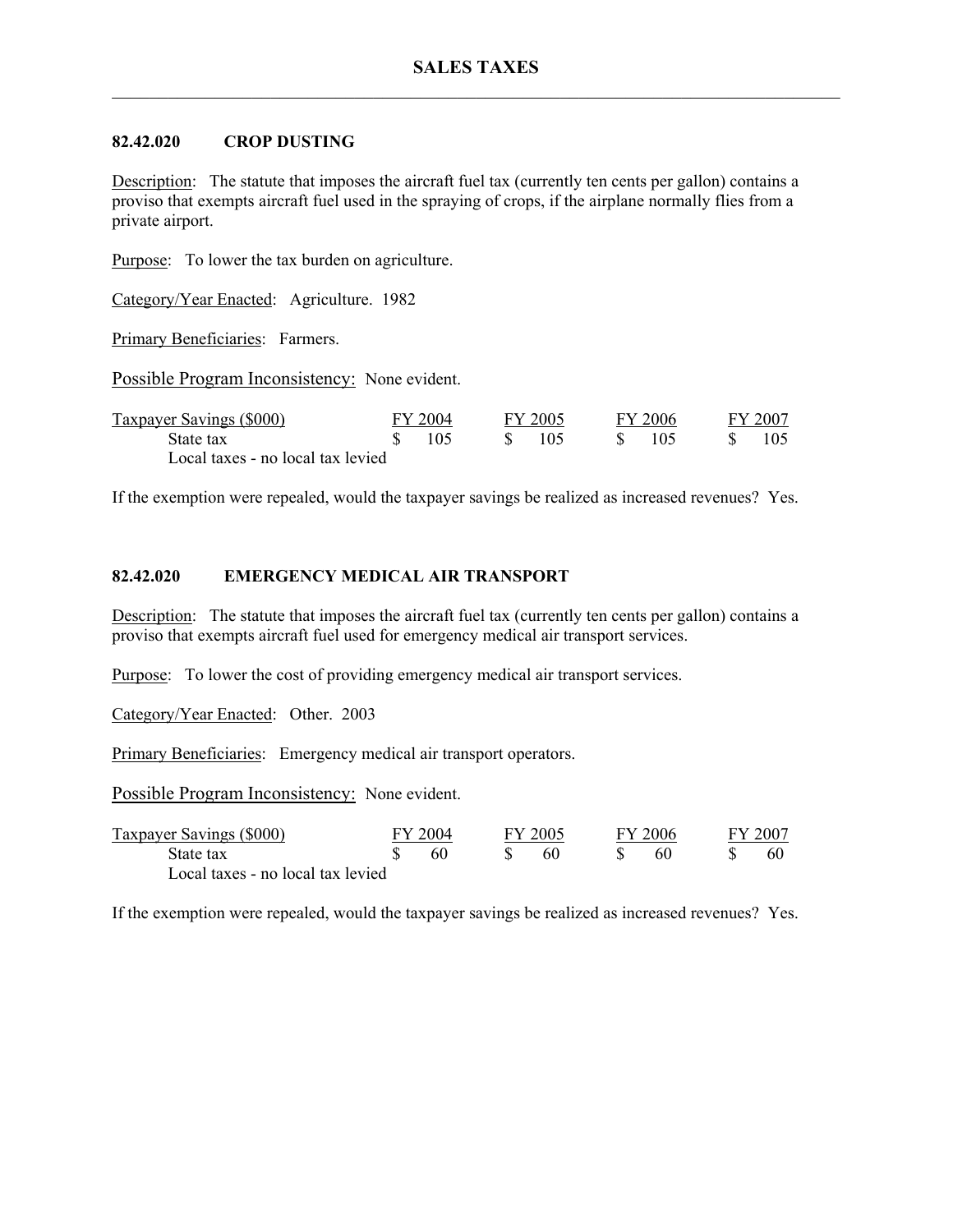## 82.42.020 CROP DUSTING

Description: The statute that imposes the aircraft fuel tax (currently ten cents per gallon) contains a proviso that exempts aircraft fuel used in the spraying of crops, if the airplane normally flies from a private airport.

Purpose: To lower the tax burden on agriculture.

Category/Year Enacted: Agriculture. 1982

Primary Beneficiaries: Farmers.

Possible Program Inconsistency: None evident.

| Taxpayer Savings ($000) | FY 2004 | FY 2005 | FY 2006 | FY 2007 |
|---|---|---|---|---|
| State tax | $ 105 | $ 105 | $ 105 | $ 105 |
| Local taxes - no local tax levied | | | | |

If the exemption were repealed, would the taxpayer savings be realized as increased revenues? Yes.

## 82.42.020 EMERGENCY MEDICAL AIR TRANSPORT

Description: The statute that imposes the aircraft fuel tax (currently ten cents per gallon) contains a proviso that exempts aircraft fuel used for emergency medical air transport services.

Purpose: To lower the cost of providing emergency medical air transport services.

Category/Year Enacted: Other. 2003

Primary Beneficiaries: Emergency medical air transport operators.

Possible Program Inconsistency: None evident.

| Taxpayer Savings ($000) | FY 2004 | FY 2005 | FY 2006 | FY 2007 |
|---|---|---|---|---|
| State tax | $ 60 | $ 60 | $ 60 | $ 60 |
| Local taxes - no local tax levied | | | | |

If the exemption were repealed, would the taxpayer savings be realized as increased revenues? Yes.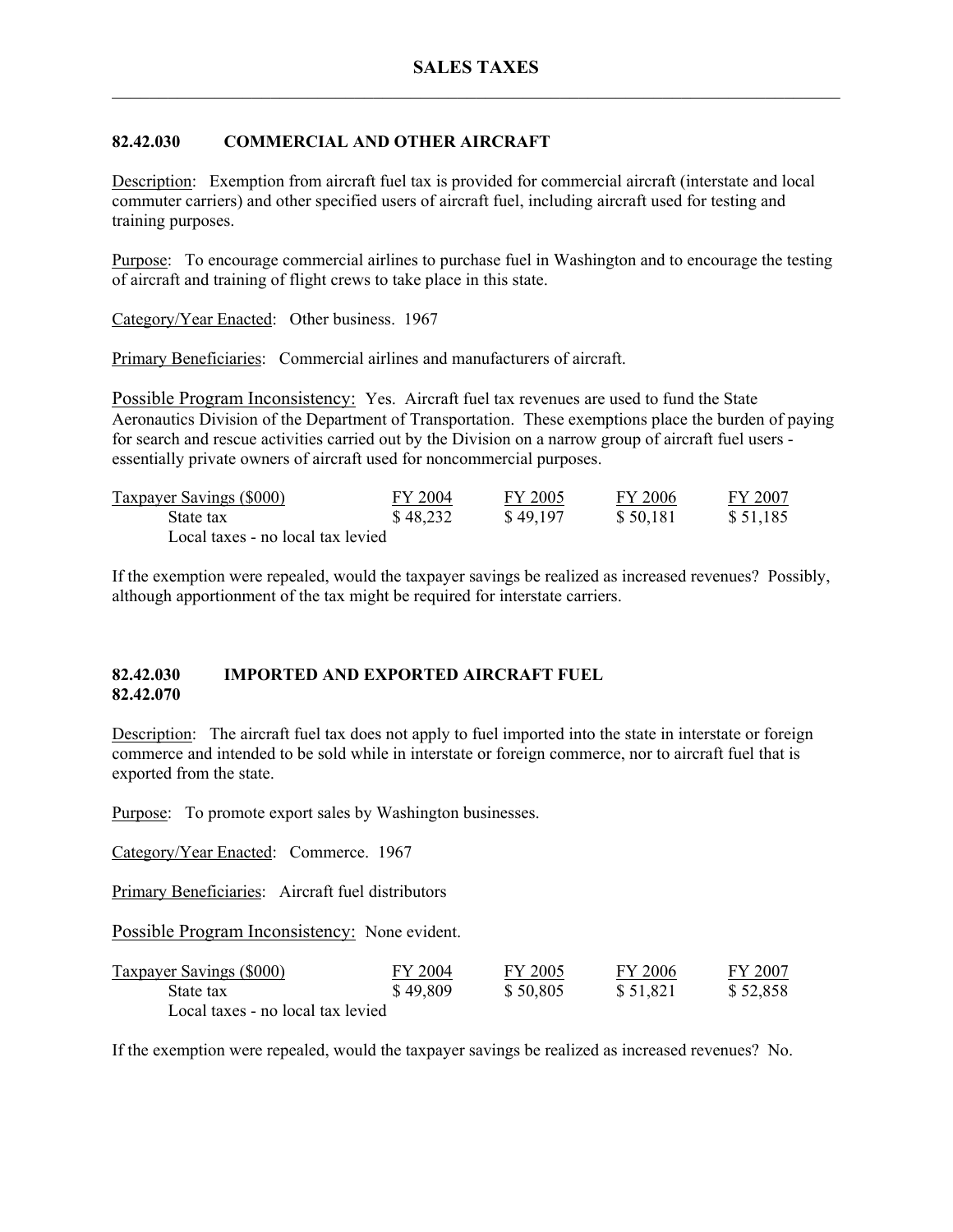# SALES TAXES

## 82.42.030 COMMERCIAL AND OTHER AIRCRAFT

Description: Exemption from aircraft fuel tax is provided for commercial aircraft (interstate and local commuter carriers) and other specified users of aircraft fuel, including aircraft used for testing and training purposes.

Purpose: To encourage commercial airlines to purchase fuel in Washington and to encourage the testing of aircraft and training of flight crews to take place in this state.

Category/Year Enacted: Other business. 1967

Primary Beneficiaries: Commercial airlines and manufacturers of aircraft.

Possible Program Inconsistency: Yes. Aircraft fuel tax revenues are used to fund the State Aeronautics Division of the Department of Transportation. These exemptions place the burden of paying for search and rescue activities carried out by the Division on a narrow group of aircraft fuel users - essentially private owners of aircraft used for noncommercial purposes.

| Taxpayer Savings ($000) | FY 2004 | FY 2005 | FY 2006 | FY 2007 |
|---|---|---|---|---|
| State tax | $ 48,232 | $ 49,197 | $ 50,181 | $ 51,185 |
| Local taxes - no local tax levied | | | | |

If the exemption were repealed, would the taxpayer savings be realized as increased revenues? Possibly, although apportionment of the tax might be required for interstate carriers.

## 82.42.030 82.42.070 IMPORTED AND EXPORTED AIRCRAFT FUEL

Description: The aircraft fuel tax does not apply to fuel imported into the state in interstate or foreign commerce and intended to be sold while in interstate or foreign commerce, nor to aircraft fuel that is exported from the state.

Purpose: To promote export sales by Washington businesses.

Category/Year Enacted: Commerce. 1967

Primary Beneficiaries: Aircraft fuel distributors

Possible Program Inconsistency: None evident.

| Taxpayer Savings ($000) | FY 2004 | FY 2005 | FY 2006 | FY 2007 |
|---|---|---|---|---|
| State tax | $ 49,809 | $ 50,805 | $ 51,821 | $ 52,858 |
| Local taxes - no local tax levied | | | | |

If the exemption were repealed, would the taxpayer savings be realized as increased revenues? No.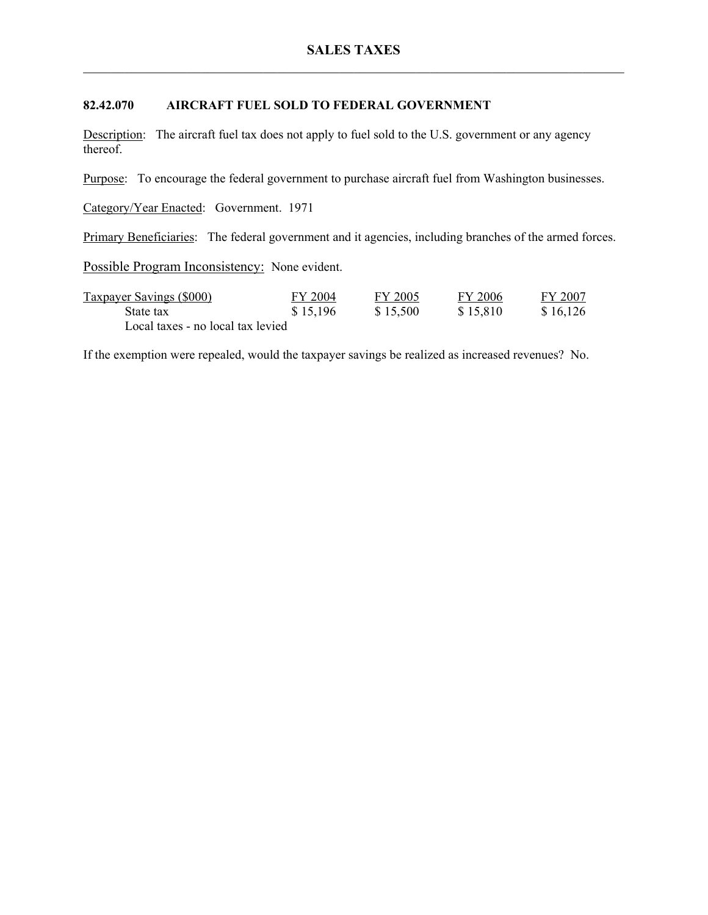## 82.42.070 AIRCRAFT FUEL SOLD TO FEDERAL GOVERNMENT

Description: The aircraft fuel tax does not apply to fuel sold to the U.S. government or any agency thereof.

Purpose: To encourage the federal government to purchase aircraft fuel from Washington businesses.

Category/Year Enacted: Government. 1971

Primary Beneficiaries: The federal government and it agencies, including branches of the armed forces.

Possible Program Inconsistency: None evident.

| Taxpayer Savings ($000) | FY 2004 | FY 2005 | FY 2006 | FY 2007 |
|---|---|---|---|---|
| State tax | $ 15,196 | $ 15,500 | $ 15,810 | $ 16,126 |
| Local taxes - no local tax levied | | | | |

If the exemption were repealed, would the taxpayer savings be realized as increased revenues? No.